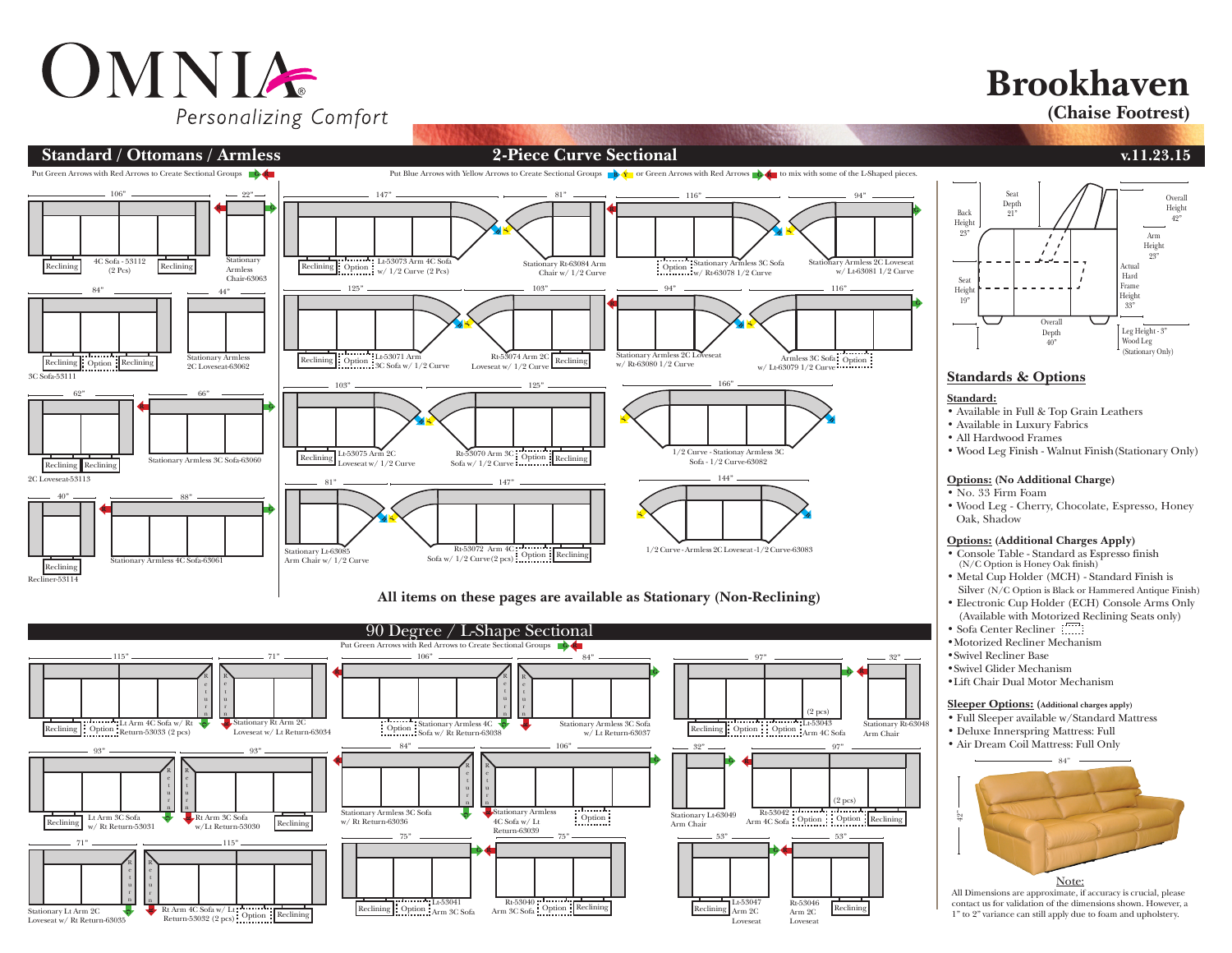# OMNIA®

Personalizing Comfort

# Brookhaven

**(Chaise Footrest)**

## Standard / Ottomans / Armless

Put Green Arrows with Red Arrows to Create Sectional Groups

- 106" — Reclining | 4C Sofa - 53112 (2 pcs) | Reclining
- 22" — Stationary Armless Chair-63063
- 84" — Reclining | Option | Reclining — 3C Sofa-53111
- 44" — Stationary Armless 2C Loveseat-63062
- 62" — Reclining | Reclining — 2C Loveseat-53113
- 66" — Stationary Armless 3C Sofa-63060
- 40" — Reclining — Recliner-53114
- 88" — Stationary Armless 4C Sofa-63061

## 2-Piece Curve Sectional

Put Blue Arrows with Yellow Arrows to Create Sectional Groups or Green Arrows with Red Arrows to mix with some of the L-Shaped pieces.

- 147" — Reclining | Option | Lt-53073 Arm 4C Sofa w/ 1/2 Curve (2 Pcs)
- 81" — Stationary Rt-63084 Arm Chair w/ 1/2 Curve
- 116" — Option | Stationary Armless 3C Sofa w/ Rt-63078 1/2 Curve
- 94" — Stationary Armless 2C Loveseat w/ Lt-63081 1/2 Curve
- 125" — Reclining | Option | Lt-53071 Arm 3C Sofa w/ 1/2 Curve
- 103" — Rt-53074 Arm 2C Loveseat w/ 1/2 Curve | Reclining
- 94" — Stationary Armless 2C Loveseat w/ Rt-63080 1/2 Curve
- 116" — Armless 3C Sofa | Option w/ Lt-63079 1/2 Curve
- 103" — Reclining | Lt-53075 Arm 2C Loveseat w/ 1/2 Curve
- 125" — Rt-53070 Arm 3C Sofa w/ 1/2 Curve | Option | Reclining
- 166" — 1/2 Curve - Stationay Armless 3C Sofa - 1/2 Curve-63082
- 81" — Stationary Lt-63085 Arm Chair w/ 1/2 Curve
- 147" — Rt-53072 Arm 4C Sofa w/ 1/2 Curve (2 pcs) | Option | Reclining
- 144" — 1/2 Curve - Armless 2C Loveseat - 1/2 Curve-63083

**All items on these pages are available as Stationary (Non-Reclining)**

## 90 Degree / L-Shape Sectional

Put Green Arrows with Red Arrows to Create Sectional Groups

- 115" — Reclining | Option | Lt Arm 4C Sofa w/ Rt Return-53033 (2 pcs)
- 71" — Stationary Rt Arm 2C Loveseat w/ Lt Return-53034
- 93" — Reclining | Lt Arm 3C Sofa w/ Rt Return-53031
- 93" — Rt Arm 3C Sofa w/Lt Return-53030 | Reclining
- 71" — Stationary Lt Arm 2C Loveseat w/ Rt Return-53035
- 115" — Rt Arm 4C Sofa w/ Lt Return-53032 (2 pcs) | Option | Reclining
- 106" — Option | Stationary Armless 4C Sofa w/ Rt Return-63038
- 84" — Stationary Armless 3C Sofa w/ Lt Return-63037
- 84" — Stationary Armless 3C Sofa w/ Rt Return-63036
- 106" — Stationary Armless 4C Sofa w/ Lt Return-63039 | Option
- 75" — Reclining | Option | Lt-53041 Arm 3C Sofa
- 75" — Rt-53040 Arm 3C Sofa | Option | Reclining
- 97" — Reclining | Option | Option | Lt-53043 Arm 4C Sofa (2 pcs)
- 32" — Stationary Rt-63048 Arm Chair
- 32" — Stationary Lt-63049 Arm Chair
- 97" — Rt-53042 Arm 4C Sofa | Option | Option | Reclining (2 pcs)
- 53" — Reclining | Lt-53047 Arm 2C Loveseat
- 53" — Rt-53046 Arm 2C Loveseat | Reclining

v.11.23.15

**Dimensions:** Back Height 23" · Seat Depth 21" · Overall Height 42" · Arm Height 23" · Seat Height 19" · Actual Hard Frame Height 33" · Overall Depth 40" · Leg Height - 3" Wood Leg (Stationary Only)

## Standards & Options

**Standard:**

- Available in Full & Top Grain Leathers
- Available in Luxury Fabrics
- All Hardwood Frames
- Wood Leg Finish - Walnut Finish (Stationary Only)

**Options: (No Additional Charge)**

- No. 33 Firm Foam
- Wood Leg - Cherry, Chocolate, Espresso, Honey Oak, Shadow

**Options: (Additional Charges Apply)**

- Console Table - Standard as Espresso finish (N/C Option is Honey Oak finish)
- Metal Cup Holder (MCH) - Standard Finish is Silver (N/C Option is Black or Hammered Antique Finish)
- Electronic Cup Holder (ECH) Console Arms Only (Available with Motorized Reclining Seats only)
- Sofa Center Recliner
- Motorized Recliner Mechanism
- Swivel Recliner Base
- Swivel Glider Mechanism
- Lift Chair Dual Motor Mechanism

**Sleeper Options: (Additional charges apply)**

- Full Sleeper available w/Standard Mattress
- Deluxe Innerspring Mattress: Full
- Air Dream Coil Mattress: Full Only

84" × 42"

Note:
All Dimensions are approximate, if accuracy is crucial, please contact us for validation of the dimensions shown. However, a 1" to 2" variance can still apply due to foam and upholstery.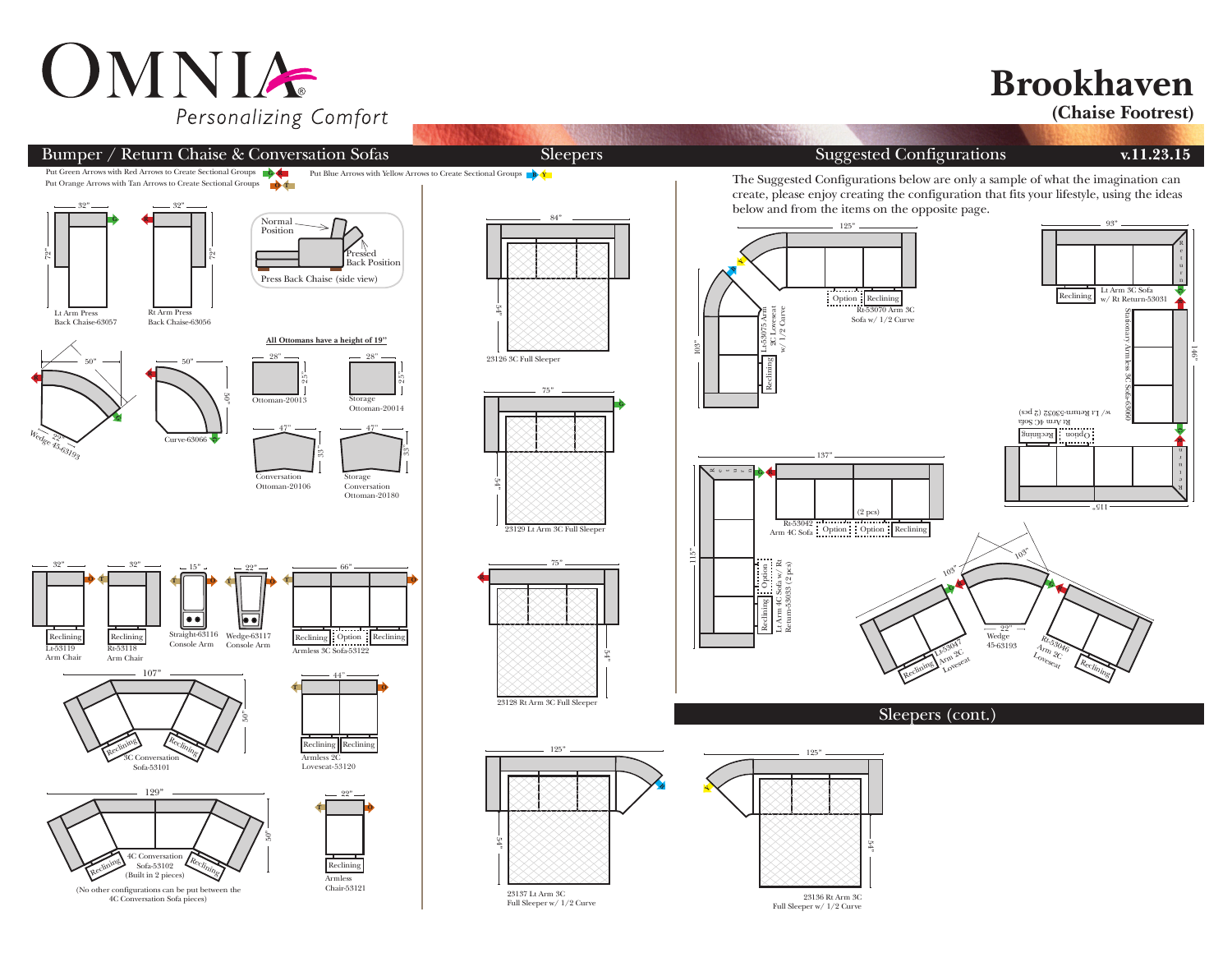# OMNIA

Personalizing Comfort

# Brookhaven

**(Chaise Footrest)**

## Bumper / Return Chaise & Conversation Sofas

Put Green Arrows with Red Arrows to Create Sectional Groups

Put Orange Arrows with Tan Arrows to Create Sectional Groups

Put Blue Arrows with Yellow Arrows to Create Sectional Groups

32" 72"

Lt Arm Press Back Chaise-63057

32" 72"

Rt Arm Press Back Chaise-63056

Normal Position

Pressed Back Position

Press Back Chaise (side view)

All Ottomans have a height of 19"

28" 25"

Ottoman-20013

28" 25"

Storage Ottoman-20014

47" 33"

Conversation Ottoman-20106

47" 33"

Storage Conversation Ottoman-20180

50" 22"

Wedge 45-63193

50" 50"

Curve-63066

32"

Reclining

Lt-53119 Arm Chair

32"

Reclining

Rt-53118 Arm Chair

15"

Straight-63116 Console Arm

22"

Wedge-63117 Console Arm

66"

Reclining | Option | Reclining

Armless 3C Sofa-53122

107" 50"

Reclining | Reclining

3C Conversation Sofa-53101

44"

Reclining | Reclining

Armless 2C Loveseat-53120

129" 50"

Reclining | Reclining

4C Conversation Sofa-53102 (Built in 2 pieces)

(No other configurations can be put between the 4C Conversation Sofa pieces)

22"

Reclining

Armless Chair-53121

## Sleepers

84" 54"

23126 3C Full Sleeper

75" 54"

23129 Lt Arm 3C Full Sleeper

75" 54"

23128 Rt Arm 3C Full Sleeper

125" 54"

23137 Lt Arm 3C Full Sleeper w/ 1/2 Curve

## Suggested Configurations

**v.11.23.15**

The Suggested Configurations below are only a sample of what the imagination can create, please enjoy creating the configuration that fits your lifestyle, using the ideas below and from the items on the opposite page.

125" 103"

Lt-53075 Arm 3C Loveseat w/ 1/2 Curve — Reclining

Option | Reclining

Rt-53070 Arm 3C Sofa w/ 1/2 Curve

93" 146" 115"

Reclining — Lt Arm 3C Sofa w/ Rt Return-53031

Stationary Armless 3C Sofa-63069

Reclining | Option — Rt Arm 4C Sofa w/ Lt Return-53032 (2 pcs)

Return

137" 115"

Return

Rt-53042 Arm 4C Sofa — Option | Option | Reclining (2 pcs)

Reclining | Option — Lt Arm 4C Sofa w/ Rt Return-53033 (2 pcs)

103" 103" 22"

Reclining — Lt-53047 Arm 3C Loveseat

Wedge 45-63193

Rt-53046 Arm 3C Loveseat — Reclining

## Sleepers (cont.)

125" 54"

23136 Rt Arm 3C Full Sleeper w/ 1/2 Curve